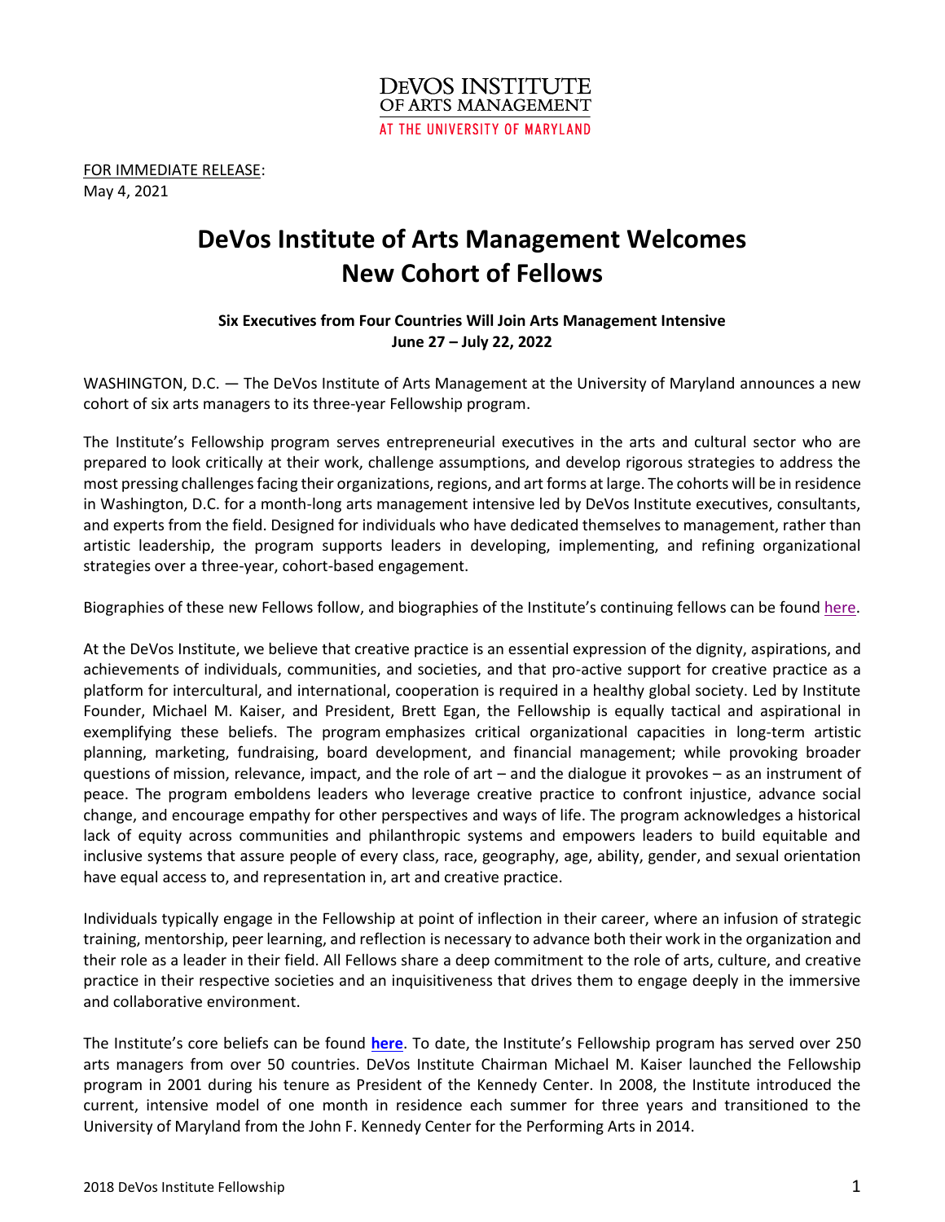DeVOS INSTITUTE
OF ARTS MANAGEMENT
AT THE UNIVERSITY OF MARYLAND

FOR IMMEDIATE RELEASE:
May 4, 2021

# DeVos Institute of Arts Management Welcomes New Cohort of Fellows

**Six Executives from Four Countries Will Join Arts Management Intensive**
**June 27 – July 22, 2022**

WASHINGTON, D.C. — The DeVos Institute of Arts Management at the University of Maryland announces a new cohort of six arts managers to its three-year Fellowship program.

The Institute's Fellowship program serves entrepreneurial executives in the arts and cultural sector who are prepared to look critically at their work, challenge assumptions, and develop rigorous strategies to address the most pressing challenges facing their organizations, regions, and art forms at large. The cohorts will be in residence in Washington, D.C. for a month-long arts management intensive led by DeVos Institute executives, consultants, and experts from the field. Designed for individuals who have dedicated themselves to management, rather than artistic leadership, the program supports leaders in developing, implementing, and refining organizational strategies over a three-year, cohort-based engagement.

Biographies of these new Fellows follow, and biographies of the Institute's continuing fellows can be found here.

At the DeVos Institute, we believe that creative practice is an essential expression of the dignity, aspirations, and achievements of individuals, communities, and societies, and that pro-active support for creative practice as a platform for intercultural, and international, cooperation is required in a healthy global society. Led by Institute Founder, Michael M. Kaiser, and President, Brett Egan, the Fellowship is equally tactical and aspirational in exemplifying these beliefs. The program emphasizes critical organizational capacities in long-term artistic planning, marketing, fundraising, board development, and financial management; while provoking broader questions of mission, relevance, impact, and the role of art – and the dialogue it provokes – as an instrument of peace. The program emboldens leaders who leverage creative practice to confront injustice, advance social change, and encourage empathy for other perspectives and ways of life. The program acknowledges a historical lack of equity across communities and philanthropic systems and empowers leaders to build equitable and inclusive systems that assure people of every class, race, geography, age, ability, gender, and sexual orientation have equal access to, and representation in, art and creative practice.

Individuals typically engage in the Fellowship at point of inflection in their career, where an infusion of strategic training, mentorship, peer learning, and reflection is necessary to advance both their work in the organization and their role as a leader in their field. All Fellows share a deep commitment to the role of arts, culture, and creative practice in their respective societies and an inquisitiveness that drives them to engage deeply in the immersive and collaborative environment.

The Institute's core beliefs can be found **here**. To date, the Institute's Fellowship program has served over 250 arts managers from over 50 countries. DeVos Institute Chairman Michael M. Kaiser launched the Fellowship program in 2001 during his tenure as President of the Kennedy Center. In 2008, the Institute introduced the current, intensive model of one month in residence each summer for three years and transitioned to the University of Maryland from the John F. Kennedy Center for the Performing Arts in 2014.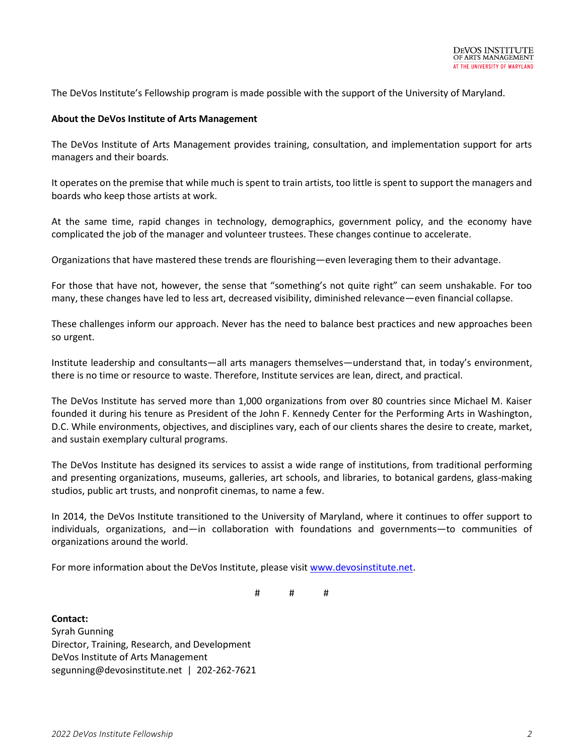The DeVos Institute's Fellowship program is made possible with the support of the University of Maryland.

**About the DeVos Institute of Arts Management**

The DeVos Institute of Arts Management provides training, consultation, and implementation support for arts managers and their boards.

It operates on the premise that while much is spent to train artists, too little is spent to support the managers and boards who keep those artists at work.

At the same time, rapid changes in technology, demographics, government policy, and the economy have complicated the job of the manager and volunteer trustees. These changes continue to accelerate.

Organizations that have mastered these trends are flourishing—even leveraging them to their advantage.

For those that have not, however, the sense that "something's not quite right" can seem unshakable. For too many, these changes have led to less art, decreased visibility, diminished relevance—even financial collapse.

These challenges inform our approach. Never has the need to balance best practices and new approaches been so urgent.

Institute leadership and consultants—all arts managers themselves—understand that, in today's environment, there is no time or resource to waste. Therefore, Institute services are lean, direct, and practical.

The DeVos Institute has served more than 1,000 organizations from over 80 countries since Michael M. Kaiser founded it during his tenure as President of the John F. Kennedy Center for the Performing Arts in Washington, D.C. While environments, objectives, and disciplines vary, each of our clients shares the desire to create, market, and sustain exemplary cultural programs.

The DeVos Institute has designed its services to assist a wide range of institutions, from traditional performing and presenting organizations, museums, galleries, art schools, and libraries, to botanical gardens, glass-making studios, public art trusts, and nonprofit cinemas, to name a few.

In 2014, the DeVos Institute transitioned to the University of Maryland, where it continues to offer support to individuals, organizations, and—in collaboration with foundations and governments—to communities of organizations around the world.

For more information about the DeVos Institute, please visit www.devosinstitute.net.

# # #

**Contact:**
Syrah Gunning
Director, Training, Research, and Development
DeVos Institute of Arts Management
segunning@devosinstitute.net | 202-262-7621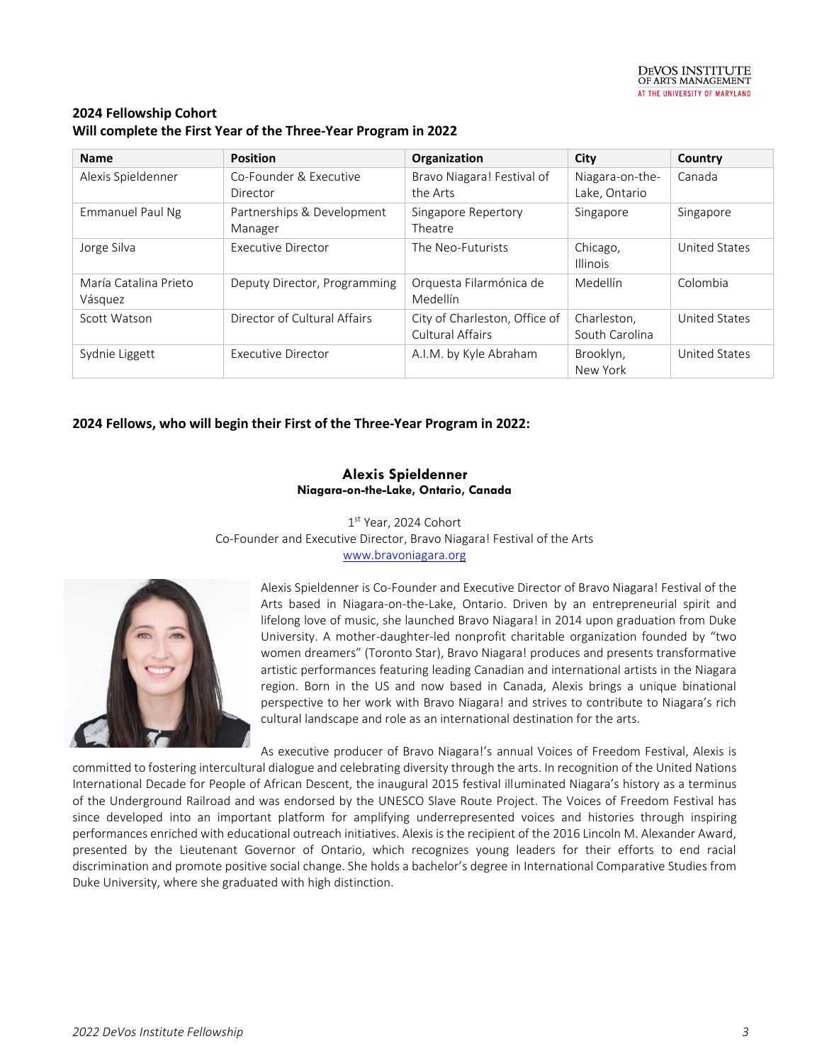**2024 Fellowship Cohort**
**Will complete the First Year of the Three-Year Program in 2022**

| Name | Position | Organization | City | Country |
|---|---|---|---|---|
| Alexis Spieldenner | Co-Founder & Executive Director | Bravo Niagara! Festival of the Arts | Niagara-on-the-Lake, Ontario | Canada |
| Emmanuel Paul Ng | Partnerships & Development Manager | Singapore Repertory Theatre | Singapore | Singapore |
| Jorge Silva | Executive Director | The Neo-Futurists | Chicago, Illinois | United States |
| María Catalina Prieto Vásquez | Deputy Director, Programming | Orquesta Filarmónica de Medellín | Medellín | Colombia |
| Scott Watson | Director of Cultural Affairs | City of Charleston, Office of Cultural Affairs | Charleston, South Carolina | United States |
| Sydnie Liggett | Executive Director | A.I.M. by Kyle Abraham | Brooklyn, New York | United States |

**2024 Fellows, who will begin their First of the Three-Year Program in 2022:**

## Alexis Spieldenner
**Niagara-on-the-Lake, Ontario, Canada**

1st Year, 2024 Cohort
Co-Founder and Executive Director, Bravo Niagara! Festival of the Arts
www.bravoniagara.org

Alexis Spieldenner is Co-Founder and Executive Director of Bravo Niagara! Festival of the Arts based in Niagara-on-the-Lake, Ontario. Driven by an entrepreneurial spirit and lifelong love of music, she launched Bravo Niagara! in 2014 upon graduation from Duke University. A mother-daughter-led nonprofit charitable organization founded by "two women dreamers" (Toronto Star), Bravo Niagara! produces and presents transformative artistic performances featuring leading Canadian and international artists in the Niagara region. Born in the US and now based in Canada, Alexis brings a unique binational perspective to her work with Bravo Niagara! and strives to contribute to Niagara's rich cultural landscape and role as an international destination for the arts.

As executive producer of Bravo Niagara!'s annual Voices of Freedom Festival, Alexis is committed to fostering intercultural dialogue and celebrating diversity through the arts. In recognition of the United Nations International Decade for People of African Descent, the inaugural 2015 festival illuminated Niagara's history as a terminus of the Underground Railroad and was endorsed by the UNESCO Slave Route Project. The Voices of Freedom Festival has since developed into an important platform for amplifying underrepresented voices and histories through inspiring performances enriched with educational outreach initiatives. Alexis is the recipient of the 2016 Lincoln M. Alexander Award, presented by the Lieutenant Governor of Ontario, which recognizes young leaders for their efforts to end racial discrimination and promote positive social change. She holds a bachelor's degree in International Comparative Studies from Duke University, where she graduated with high distinction.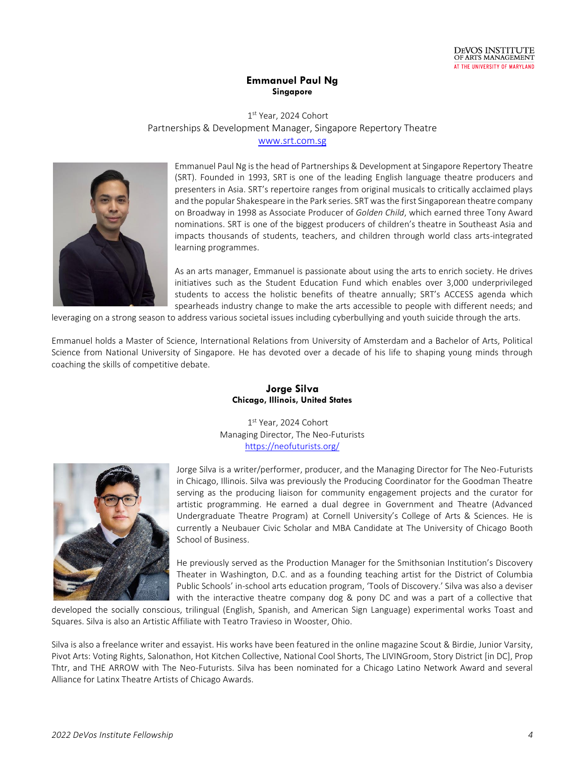## Emmanuel Paul Ng
**Singapore**

1st Year, 2024 Cohort
Partnerships & Development Manager, Singapore Repertory Theatre
www.srt.com.sg

Emmanuel Paul Ng is the head of Partnerships & Development at Singapore Repertory Theatre (SRT). Founded in 1993, SRT is one of the leading English language theatre producers and presenters in Asia. SRT's repertoire ranges from original musicals to critically acclaimed plays and the popular Shakespeare in the Park series. SRT was the first Singaporean theatre company on Broadway in 1998 as Associate Producer of *Golden Child*, which earned three Tony Award nominations. SRT is one of the biggest producers of children's theatre in Southeast Asia and impacts thousands of students, teachers, and children through world class arts-integrated learning programmes.

As an arts manager, Emmanuel is passionate about using the arts to enrich society. He drives initiatives such as the Student Education Fund which enables over 3,000 underprivileged students to access the holistic benefits of theatre annually; SRT's ACCESS agenda which spearheads industry change to make the arts accessible to people with different needs; and leveraging on a strong season to address various societal issues including cyberbullying and youth suicide through the arts.

Emmanuel holds a Master of Science, International Relations from University of Amsterdam and a Bachelor of Arts, Political Science from National University of Singapore. He has devoted over a decade of his life to shaping young minds through coaching the skills of competitive debate.

## Jorge Silva
**Chicago, Illinois, United States**

1st Year, 2024 Cohort
Managing Director, The Neo-Futurists
https://neofuturists.org/

Jorge Silva is a writer/performer, producer, and the Managing Director for The Neo-Futurists in Chicago, Illinois. Silva was previously the Producing Coordinator for the Goodman Theatre serving as the producing liaison for community engagement projects and the curator for artistic programming. He earned a dual degree in Government and Theatre (Advanced Undergraduate Theatre Program) at Cornell University's College of Arts & Sciences. He is currently a Neubauer Civic Scholar and MBA Candidate at The University of Chicago Booth School of Business.

He previously served as the Production Manager for the Smithsonian Institution's Discovery Theater in Washington, D.C. and as a founding teaching artist for the District of Columbia Public Schools' in-school arts education program, 'Tools of Discovery.' Silva was also a deviser with the interactive theatre company dog & pony DC and was a part of a collective that developed the socially conscious, trilingual (English, Spanish, and American Sign Language) experimental works Toast and Squares. Silva is also an Artistic Affiliate with Teatro Travieso in Wooster, Ohio.

Silva is also a freelance writer and essayist. His works have been featured in the online magazine Scout & Birdie, Junior Varsity, Pivot Arts: Voting Rights, Salonathon, Hot Kitchen Collective, National Cool Shorts, The LIVINGroom, Story District [in DC], Prop Thtr, and THE ARROW with The Neo-Futurists. Silva has been nominated for a Chicago Latino Network Award and several Alliance for Latinx Theatre Artists of Chicago Awards.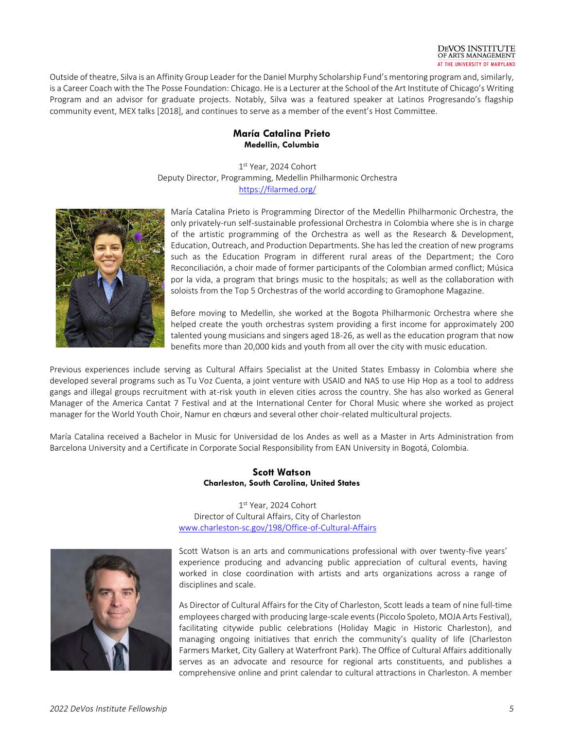Outside of theatre, Silva is an Affinity Group Leader for the Daniel Murphy Scholarship Fund's mentoring program and, similarly, is a Career Coach with the The Posse Foundation: Chicago. He is a Lecturer at the School of the Art Institute of Chicago's Writing Program and an advisor for graduate projects. Notably, Silva was a featured speaker at Latinos Progresando's flagship community event, MEX talks [2018], and continues to serve as a member of the event's Host Committee.

### María Catalina Prieto
**Medellin, Columbia**

1st Year, 2024 Cohort
Deputy Director, Programming, Medellin Philharmonic Orchestra
https://filarmed.org/

María Catalina Prieto is Programming Director of the Medellin Philharmonic Orchestra, the only privately-run self-sustainable professional Orchestra in Colombia where she is in charge of the artistic programming of the Orchestra as well as the Research & Development, Education, Outreach, and Production Departments. She has led the creation of new programs such as the Education Program in different rural areas of the Department; the Coro Reconciliación, a choir made of former participants of the Colombian armed conflict; Música por la vida, a program that brings music to the hospitals; as well as the collaboration with soloists from the Top 5 Orchestras of the world according to Gramophone Magazine.

Before moving to Medellin, she worked at the Bogota Philharmonic Orchestra where she helped create the youth orchestras system providing a first income for approximately 200 talented young musicians and singers aged 18-26, as well as the education program that now benefits more than 20,000 kids and youth from all over the city with music education.

Previous experiences include serving as Cultural Affairs Specialist at the United States Embassy in Colombia where she developed several programs such as Tu Voz Cuenta, a joint venture with USAID and NAS to use Hip Hop as a tool to address gangs and illegal groups recruitment with at-risk youth in eleven cities across the country. She has also worked as General Manager of the America Cantat 7 Festival and at the International Center for Choral Music where she worked as project manager for the World Youth Choir, Namur en chœurs and several other choir-related multicultural projects.

María Catalina received a Bachelor in Music for Universidad de los Andes as well as a Master in Arts Administration from Barcelona University and a Certificate in Corporate Social Responsibility from EAN University in Bogotá, Colombia.

### Scott Watson
**Charleston, South Carolina, United States**

1st Year, 2024 Cohort
Director of Cultural Affairs, City of Charleston
www.charleston-sc.gov/198/Office-of-Cultural-Affairs

Scott Watson is an arts and communications professional with over twenty-five years' experience producing and advancing public appreciation of cultural events, having worked in close coordination with artists and arts organizations across a range of disciplines and scale.

As Director of Cultural Affairs for the City of Charleston, Scott leads a team of nine full-time employees charged with producing large-scale events (Piccolo Spoleto, MOJA Arts Festival), facilitating citywide public celebrations (Holiday Magic in Historic Charleston), and managing ongoing initiatives that enrich the community's quality of life (Charleston Farmers Market, City Gallery at Waterfront Park). The Office of Cultural Affairs additionally serves as an advocate and resource for regional arts constituents, and publishes a comprehensive online and print calendar to cultural attractions in Charleston. A member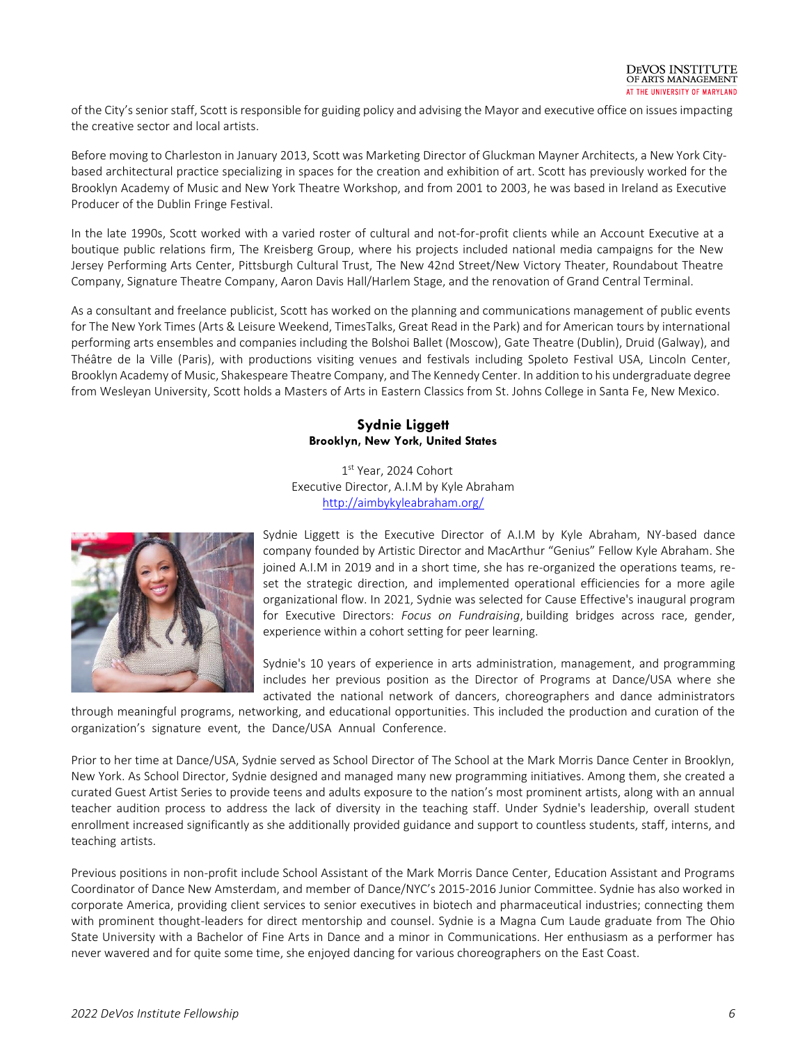of the City's senior staff, Scott is responsible for guiding policy and advising the Mayor and executive office on issues impacting the creative sector and local artists.

Before moving to Charleston in January 2013, Scott was Marketing Director of Gluckman Mayner Architects, a New York City-based architectural practice specializing in spaces for the creation and exhibition of art. Scott has previously worked for the Brooklyn Academy of Music and New York Theatre Workshop, and from 2001 to 2003, he was based in Ireland as Executive Producer of the Dublin Fringe Festival.

In the late 1990s, Scott worked with a varied roster of cultural and not-for-profit clients while an Account Executive at a boutique public relations firm, The Kreisberg Group, where his projects included national media campaigns for the New Jersey Performing Arts Center, Pittsburgh Cultural Trust, The New 42nd Street/New Victory Theater, Roundabout Theatre Company, Signature Theatre Company, Aaron Davis Hall/Harlem Stage, and the renovation of Grand Central Terminal.

As a consultant and freelance publicist, Scott has worked on the planning and communications management of public events for The New York Times (Arts & Leisure Weekend, TimesTalks, Great Read in the Park) and for American tours by international performing arts ensembles and companies including the Bolshoi Ballet (Moscow), Gate Theatre (Dublin), Druid (Galway), and Théâtre de la Ville (Paris), with productions visiting venues and festivals including Spoleto Festival USA, Lincoln Center, Brooklyn Academy of Music, Shakespeare Theatre Company, and The Kennedy Center. In addition to his undergraduate degree from Wesleyan University, Scott holds a Masters of Arts in Eastern Classics from St. Johns College in Santa Fe, New Mexico.

## Sydnie Liggett
**Brooklyn, New York, United States**

1st Year, 2024 Cohort
Executive Director, A.I.M by Kyle Abraham
http://aimbykyleabraham.org/

Sydnie Liggett is the Executive Director of A.I.M by Kyle Abraham, NY-based dance company founded by Artistic Director and MacArthur "Genius" Fellow Kyle Abraham. She joined A.I.M in 2019 and in a short time, she has re-organized the operations teams, re-set the strategic direction, and implemented operational efficiencies for a more agile organizational flow. In 2021, Sydnie was selected for Cause Effective's inaugural program for Executive Directors: *Focus on Fundraising*, building bridges across race, gender, experience within a cohort setting for peer learning.

Sydnie's 10 years of experience in arts administration, management, and programming includes her previous position as the Director of Programs at Dance/USA where she activated the national network of dancers, choreographers and dance administrators through meaningful programs, networking, and educational opportunities. This included the production and curation of the organization's signature event, the Dance/USA Annual Conference.

Prior to her time at Dance/USA, Sydnie served as School Director of The School at the Mark Morris Dance Center in Brooklyn, New York. As School Director, Sydnie designed and managed many new programming initiatives. Among them, she created a curated Guest Artist Series to provide teens and adults exposure to the nation's most prominent artists, along with an annual teacher audition process to address the lack of diversity in the teaching staff. Under Sydnie's leadership, overall student enrollment increased significantly as she additionally provided guidance and support to countless students, staff, interns, and teaching artists.

Previous positions in non-profit include School Assistant of the Mark Morris Dance Center, Education Assistant and Programs Coordinator of Dance New Amsterdam, and member of Dance/NYC's 2015-2016 Junior Committee. Sydnie has also worked in corporate America, providing client services to senior executives in biotech and pharmaceutical industries; connecting them with prominent thought-leaders for direct mentorship and counsel. Sydnie is a Magna Cum Laude graduate from The Ohio State University with a Bachelor of Fine Arts in Dance and a minor in Communications. Her enthusiasm as a performer has never wavered and for quite some time, she enjoyed dancing for various choreographers on the East Coast.